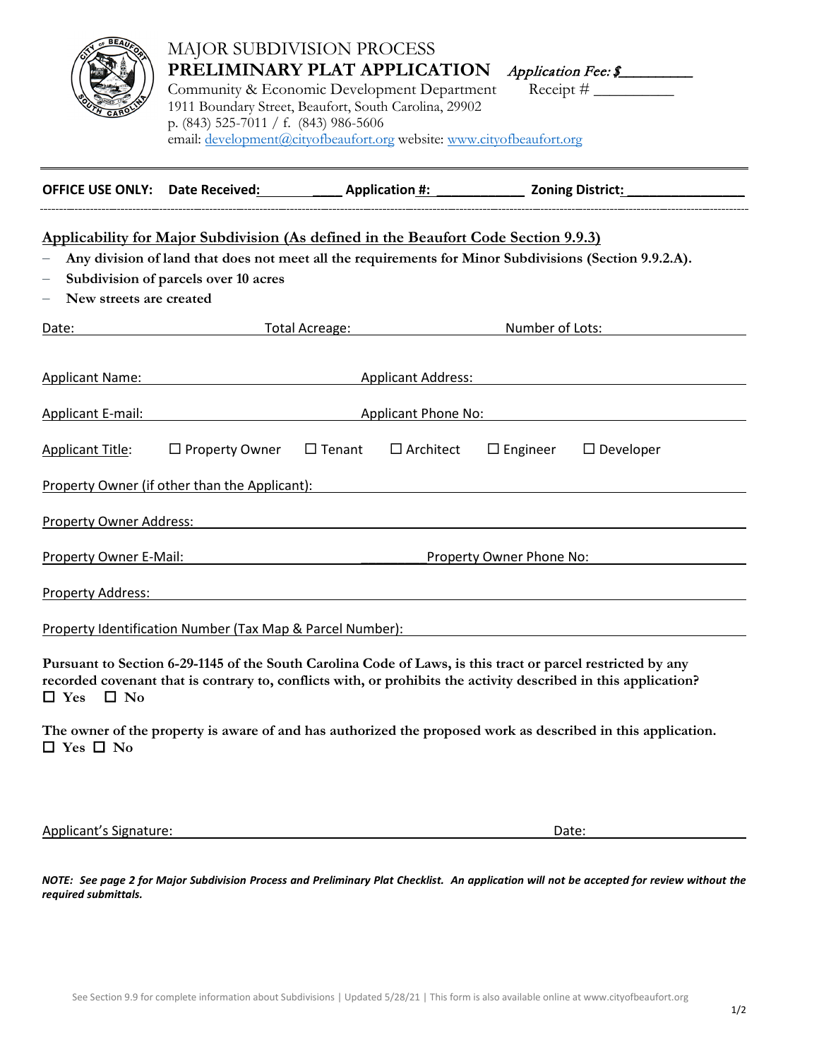# MAJOR SUBDIVISION PROCESS

## PRELIMINARY PLAT APPLICATION

*Application Fee: $________*

Receipt # __________

Community & Economic Development Department
1911 Boundary Street, Beaufort, South Carolina, 29902
p. (843) 525-7011 / f. (843) 986-5606
email: development@cityofbeaufort.org website: www.cityofbeaufort.org

---

**OFFICE USE ONLY: Date Received:** __________ **Application #:** ____________ **Zoning District:** ________________

---

**Applicability for Major Subdivision (As defined in the Beaufort Code Section 9.9.3)**

- **Any division of land that does not meet all the requirements for Minor Subdivisions (Section 9.9.2.A).**
- **Subdivision of parcels over 10 acres**
- **New streets are created**

Date: ____________ Total Acreage: ____________ Number of Lots: ____________

Applicant Name: ____________ Applicant Address: ____________

Applicant E-mail: ____________ Applicant Phone No: ____________

Applicant Title: ☐ Property Owner ☐ Tenant ☐ Architect ☐ Engineer ☐ Developer

Property Owner (if other than the Applicant): ____________

Property Owner Address: ____________

Property Owner E-Mail: ____________ Property Owner Phone No: ____________

Property Address: ____________

Property Identification Number (Tax Map & Parcel Number): ____________

**Pursuant to Section 6-29-1145 of the South Carolina Code of Laws, is this tract or parcel restricted by any recorded covenant that is contrary to, conflicts with, or prohibits the activity described in this application?**
☐ **Yes** ☐ **No**

**The owner of the property is aware of and has authorized the proposed work as described in this application.**
☐ **Yes** ☐ **No**

Applicant's Signature: ______________________ Date: ____________

***NOTE: See page 2 for Major Subdivision Process and Preliminary Plat Checklist. An application will not be accepted for review without the required submittals.***

See Section 9.9 for complete information about Subdivisions | Updated 5/28/21 | This form is also available online at www.cityofbeaufort.org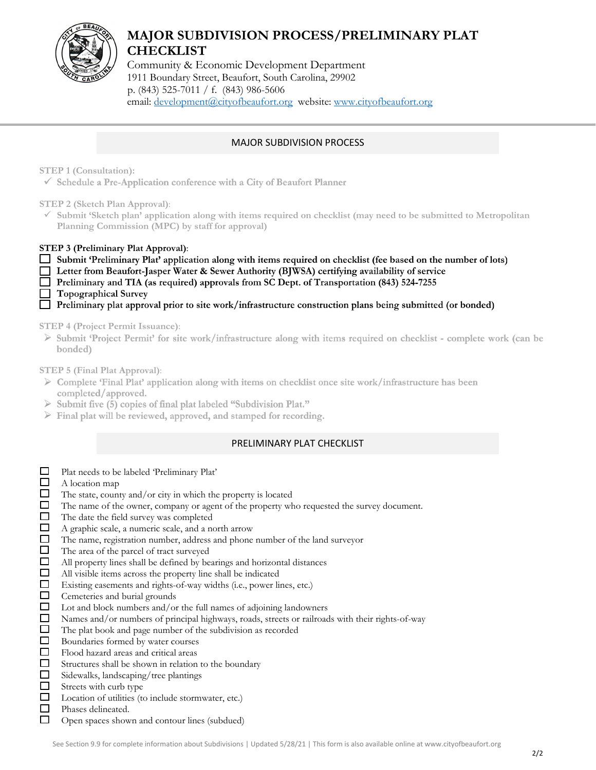# MAJOR SUBDIVISION PROCESS/PRELIMINARY PLAT CHECKLIST

Community & Economic Development Department
1911 Boundary Street, Beaufort, South Carolina, 29902
p. (843) 525-7011 / f. (843) 986-5606
email: development@cityofbeaufort.org website: www.cityofbeaufort.org

## MAJOR SUBDIVISION PROCESS

**STEP 1 (Consultation):**

- ✓ **Schedule a Pre-Application conference with a City of Beaufort Planner**

**STEP 2 (Sketch Plan Approval):**

- ✓ **Submit 'Sketch plan' application along with items required on checklist (may need to be submitted to Metropolitan Planning Commission (MPC) by staff for approval)**

**STEP 3 (Preliminary Plat Approval):**

- [ ] **Submit 'Preliminary Plat' application along with items required on checklist (fee based on the number of lots)**
- [ ] **Letter from Beaufort-Jasper Water & Sewer Authority (BJWSA) certifying availability of service**
- [ ] **Preliminary and TIA (as required) approvals from SC Dept. of Transportation (843) 524-7255**
- [ ] **Topographical Survey**
- [ ] **Preliminary plat approval prior to site work/infrastructure construction plans being submitted (or bonded)**

**STEP 4 (Project Permit Issuance):**

- ➢ **Submit 'Project Permit' for site work/infrastructure along with items required on checklist - complete work (can be bonded)**

**STEP 5 (Final Plat Approval):**

- ➢ **Complete 'Final Plat' application along with items on checklist once site work/infrastructure has been completed/approved.**
- ➢ **Submit five (5) copies of final plat labeled "Subdivision Plat."**
- ➢ **Final plat will be reviewed, approved, and stamped for recording.**

## PRELIMINARY PLAT CHECKLIST

- [ ] Plat needs to be labeled 'Preliminary Plat'
- [ ] A location map
- [ ] The state, county and/or city in which the property is located
- [ ] The name of the owner, company or agent of the property who requested the survey document.
- [ ] The date the field survey was completed
- [ ] A graphic scale, a numeric scale, and a north arrow
- [ ] The name, registration number, address and phone number of the land surveyor
- [ ] The area of the parcel of tract surveyed
- [ ] All property lines shall be defined by bearings and horizontal distances
- [ ] All visible items across the property line shall be indicated
- [ ] Existing easements and rights-of-way widths (i.e., power lines, etc.)
- [ ] Cemeteries and burial grounds
- [ ] Lot and block numbers and/or the full names of adjoining landowners
- [ ] Names and/or numbers of principal highways, roads, streets or railroads with their rights-of-way
- [ ] The plat book and page number of the subdivision as recorded
- [ ] Boundaries formed by water courses
- [ ] Flood hazard areas and critical areas
- [ ] Structures shall be shown in relation to the boundary
- [ ] Sidewalks, landscaping/tree plantings
- [ ] Streets with curb type
- [ ] Location of utilities (to include stormwater, etc.)
- [ ] Phases delineated.
- [ ] Open spaces shown and contour lines (subdued)

See Section 9.9 for complete information about Subdivisions | Updated 5/28/21 | This form is also available online at www.cityofbeaufort.org